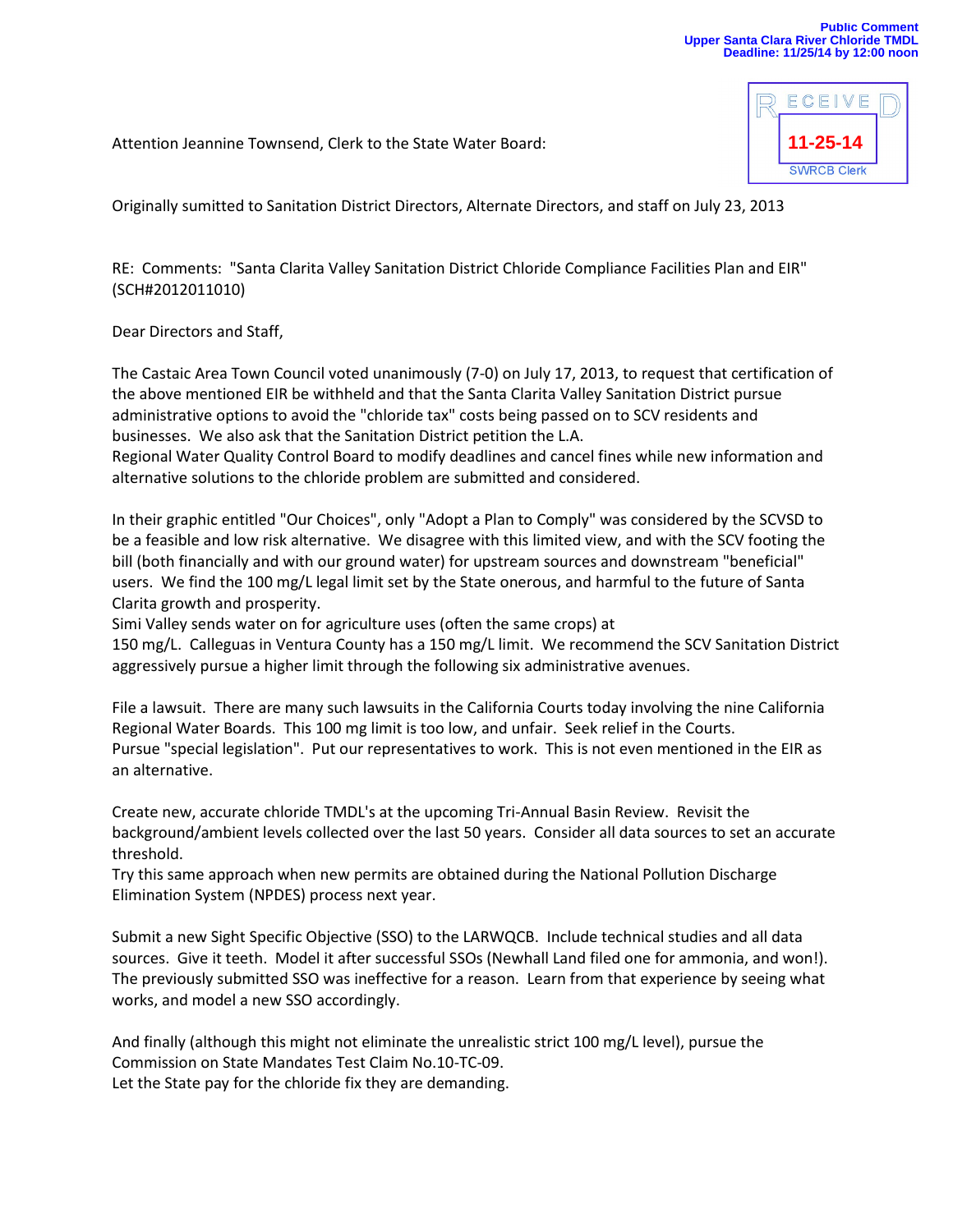**Public Comment**
**Upper Santa Clara River Chloride TMDL**
**Deadline: 11/25/14 by 12:00 noon**

RECEIVED
11-25-14
SWRCB Clerk

Attention Jeannine Townsend, Clerk to the State Water Board:

Originally sumitted to Sanitation District Directors, Alternate Directors, and staff on July 23, 2013

RE: Comments: "Santa Clarita Valley Sanitation District Chloride Compliance Facilities Plan and EIR" (SCH#2012011010)

Dear Directors and Staff,

The Castaic Area Town Council voted unanimously (7-0) on July 17, 2013, to request that certification of the above mentioned EIR be withheld and that the Santa Clarita Valley Sanitation District pursue administrative options to avoid the "chloride tax" costs being passed on to SCV residents and businesses. We also ask that the Sanitation District petition the L.A.
Regional Water Quality Control Board to modify deadlines and cancel fines while new information and alternative solutions to the chloride problem are submitted and considered.

In their graphic entitled "Our Choices", only "Adopt a Plan to Comply" was considered by the SCVSD to be a feasible and low risk alternative. We disagree with this limited view, and with the SCV footing the bill (both financially and with our ground water) for upstream sources and downstream "beneficial" users. We find the 100 mg/L legal limit set by the State onerous, and harmful to the future of Santa Clarita growth and prosperity.
Simi Valley sends water on for agriculture uses (often the same crops) at
150 mg/L. Calleguas in Ventura County has a 150 mg/L limit. We recommend the SCV Sanitation District aggressively pursue a higher limit through the following six administrative avenues.

File a lawsuit. There are many such lawsuits in the California Courts today involving the nine California Regional Water Boards. This 100 mg limit is too low, and unfair. Seek relief in the Courts.
Pursue "special legislation". Put our representatives to work. This is not even mentioned in the EIR as an alternative.

Create new, accurate chloride TMDL's at the upcoming Tri-Annual Basin Review. Revisit the background/ambient levels collected over the last 50 years. Consider all data sources to set an accurate threshold.
Try this same approach when new permits are obtained during the National Pollution Discharge Elimination System (NPDES) process next year.

Submit a new Sight Specific Objective (SSO) to the LARWQCB. Include technical studies and all data sources. Give it teeth. Model it after successful SSOs (Newhall Land filed one for ammonia, and won!). The previously submitted SSO was ineffective for a reason. Learn from that experience by seeing what works, and model a new SSO accordingly.

And finally (although this might not eliminate the unrealistic strict 100 mg/L level), pursue the Commission on State Mandates Test Claim No.10-TC-09.
Let the State pay for the chloride fix they are demanding.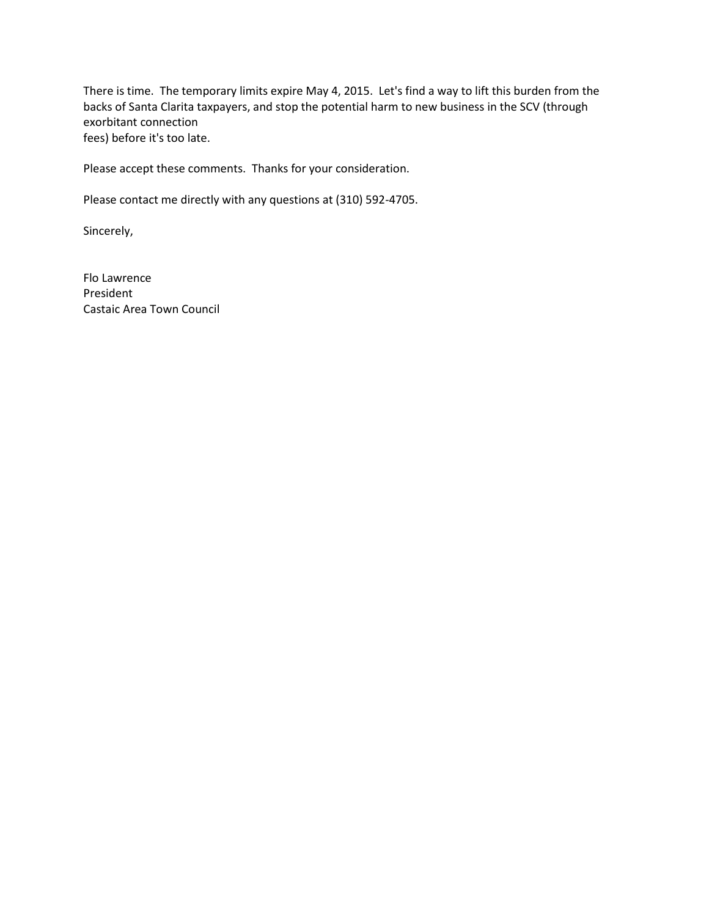There is time. The temporary limits expire May 4, 2015. Let's find a way to lift this burden from the backs of Santa Clarita taxpayers, and stop the potential harm to new business in the SCV (through exorbitant connection fees) before it's too late.

Please accept these comments. Thanks for your consideration.

Please contact me directly with any questions at (310) 592-4705.

Sincerely,

Flo Lawrence
President
Castaic Area Town Council